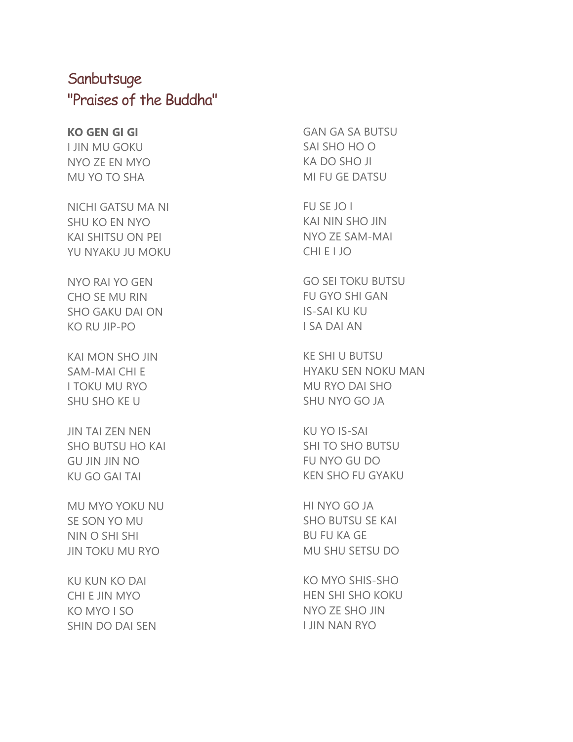# Sanbutsuge
# "Praises of the Buddha"

**KO GEN GI GI**
I JIN MU GOKU
NYO ZE EN MYO
MU YO TO SHA

NICHI GATSU MA NI
SHU KO EN NYO
KAI SHITSU ON PEI
YU NYAKU JU MOKU

NYO RAI YO GEN
CHO SE MU RIN
SHO GAKU DAI ON
KO RU JIP-PO

KAI MON SHO JIN
SAM-MAI CHI E
I TOKU MU RYO
SHU SHO KE U

JIN TAI ZEN NEN
SHO BUTSU HO KAI
GU JIN JIN NO
KU GO GAI TAI

MU MYO YOKU NU
SE SON YO MU
NIN O SHI SHI
JIN TOKU MU RYO

KU KUN KO DAI
CHI E JIN MYO
KO MYO I SO
SHIN DO DAI SEN

GAN GA SA BUTSU
SAI SHO HO O
KA DO SHO JI
MI FU GE DATSU

FU SE JO I
KAI NIN SHO JIN
NYO ZE SAM-MAI
CHI E I JO

GO SEI TOKU BUTSU
FU GYO SHI GAN
IS-SAI KU KU
I SA DAI AN

KE SHI U BUTSU
HYAKU SEN NOKU MAN
MU RYO DAI SHO
SHU NYO GO JA

KU YO IS-SAI
SHI TO SHO BUTSU
FU NYO GU DO
KEN SHO FU GYAKU

HI NYO GO JA
SHO BUTSU SE KAI
BU FU KA GE
MU SHU SETSU DO

KO MYO SHIS-SHO
HEN SHI SHO KOKU
NYO ZE SHO JIN
I JIN NAN RYO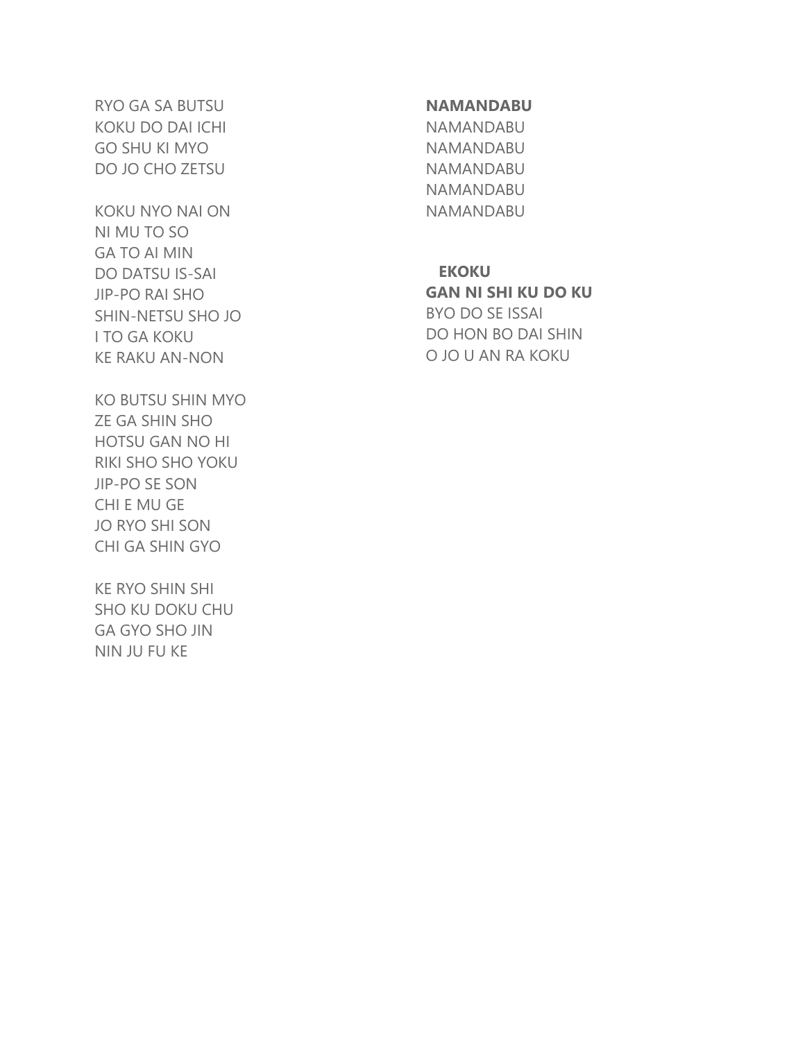RYO GA SA BUTSU
KOKU DO DAI ICHI
GO SHU KI MYO
DO JO CHO ZETSU

KOKU NYO NAI ON
NI MU TO SO
GA TO AI MIN
DO DATSU IS-SAI
JIP-PO RAI SHO
SHIN-NETSU SHO JO
I TO GA KOKU
KE RAKU AN-NON

KO BUTSU SHIN MYO
ZE GA SHIN SHO
HOTSU GAN NO HI
RIKI SHO SHO YOKU
JIP-PO SE SON
CHI E MU GE
JO RYO SHI SON
CHI GA SHIN GYO

KE RYO SHIN SHI
SHO KU DOKU CHU
GA GYO SHO JIN
NIN JU FU KE

**NAMANDABU**
NAMANDABU
NAMANDABU
NAMANDABU
NAMANDABU
NAMANDABU

**EKOKU**

**GAN NI SHI KU DO KU**
BYO DO SE ISSAI
DO HON BO DAI SHIN
O JO U AN RA KOKU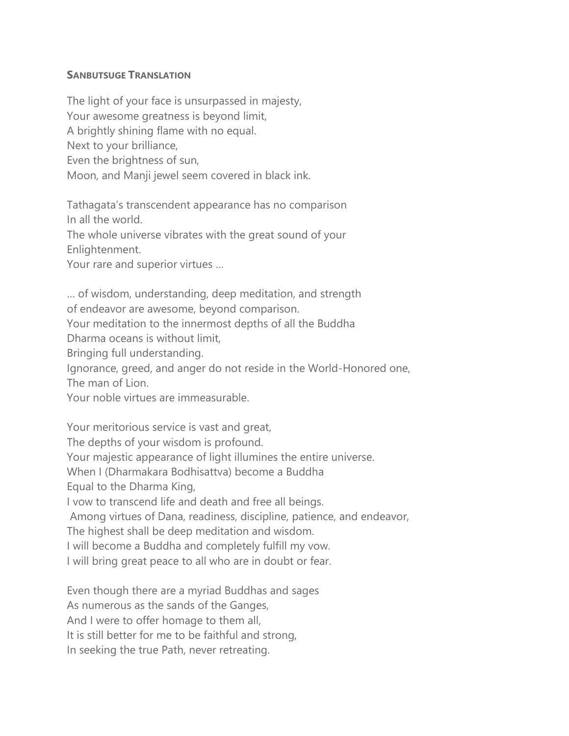**SANBUTSUGE TRANSLATION**

The light of your face is unsurpassed in majesty,
Your awesome greatness is beyond limit,
A brightly shining flame with no equal.
Next to your brilliance,
Even the brightness of sun,
Moon, and Manji jewel seem covered in black ink.

Tathagata's transcendent appearance has no comparison
In all the world.
The whole universe vibrates with the great sound of your
Enlightenment.
Your rare and superior virtues …

… of wisdom, understanding, deep meditation, and strength
of endeavor are awesome, beyond comparison.
Your meditation to the innermost depths of all the Buddha
Dharma oceans is without limit,
Bringing full understanding.
Ignorance, greed, and anger do not reside in the World-Honored one,
The man of Lion.
Your noble virtues are immeasurable.

Your meritorious service is vast and great,
The depths of your wisdom is profound.
Your majestic appearance of light illumines the entire universe.
When I (Dharmakara Bodhisattva) become a Buddha
Equal to the Dharma King,
I vow to transcend life and death and free all beings.
Among virtues of Dana, readiness, discipline, patience, and endeavor,
The highest shall be deep meditation and wisdom.
I will become a Buddha and completely fulfill my vow.
I will bring great peace to all who are in doubt or fear.

Even though there are a myriad Buddhas and sages
As numerous as the sands of the Ganges,
And I were to offer homage to them all,
It is still better for me to be faithful and strong,
In seeking the true Path, never retreating.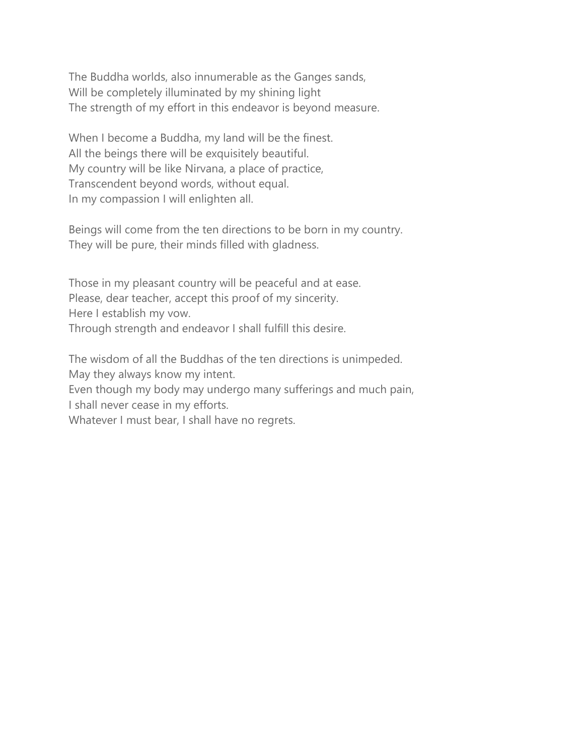The Buddha worlds, also innumerable as the Ganges sands,  
Will be completely illuminated by my shining light  
The strength of my effort in this endeavor is beyond measure.

When I become a Buddha, my land will be the finest.  
All the beings there will be exquisitely beautiful.  
My country will be like Nirvana, a place of practice,  
Transcendent beyond words, without equal.  
In my compassion I will enlighten all.

Beings will come from the ten directions to be born in my country.  
They will be pure, their minds filled with gladness.

Those in my pleasant country will be peaceful and at ease.  
Please, dear teacher, accept this proof of my sincerity.  
Here I establish my vow.  
Through strength and endeavor I shall fulfill this desire.

The wisdom of all the Buddhas of the ten directions is unimpeded.  
May they always know my intent.  
Even though my body may undergo many sufferings and much pain,  
I shall never cease in my efforts.  
Whatever I must bear, I shall have no regrets.